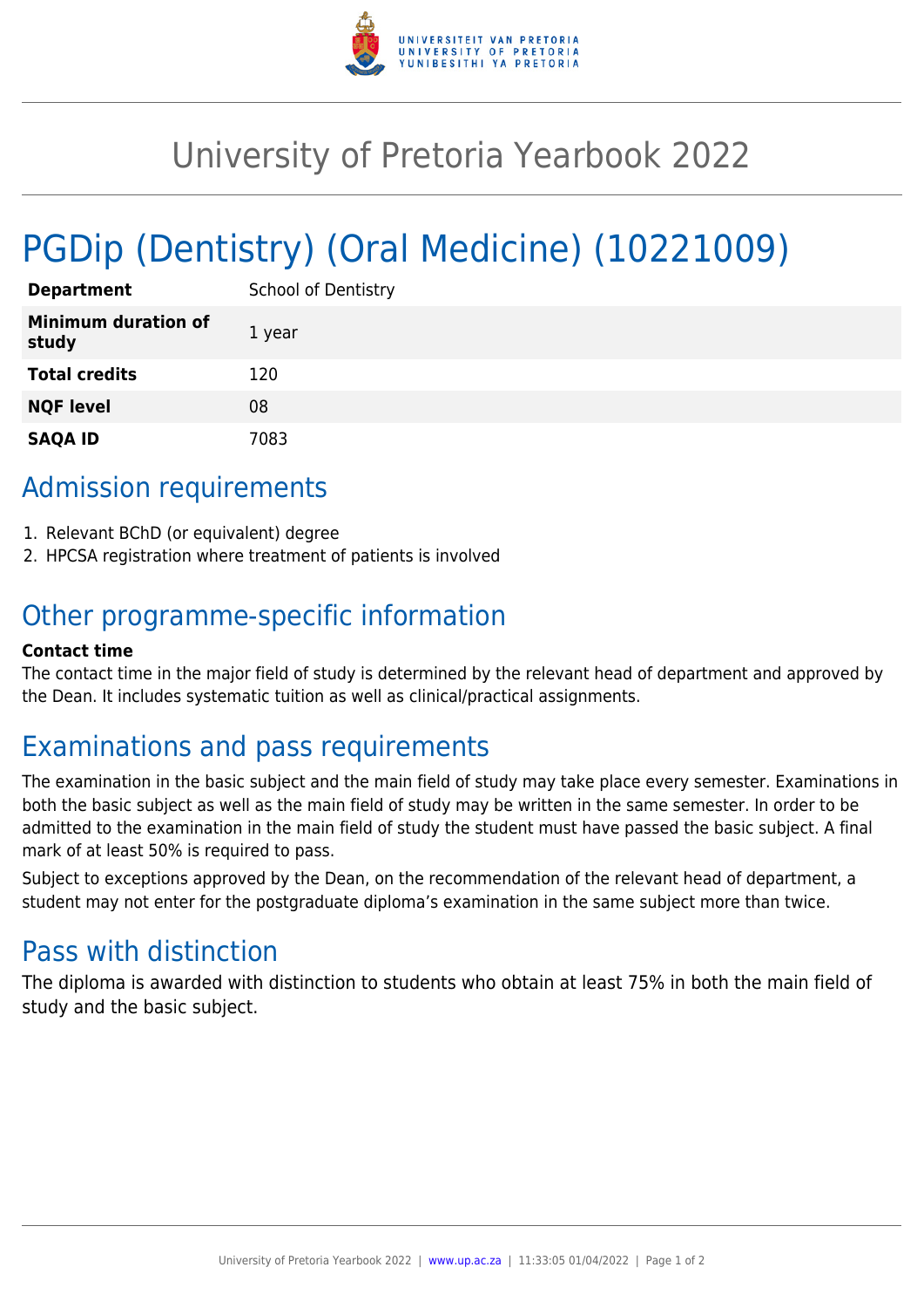# University of Pretoria Yearbook 2022

# PGDip (Dentistry) (Oral Medicine) (10221009)

| | |
|---|---|
| **Department** | School of Dentistry |
| **Minimum duration of study** | 1 year |
| **Total credits** | 120 |
| **NQF level** | 08 |
| **SAQA ID** | 7083 |

## Admission requirements

1. Relevant BChD (or equivalent) degree
2. HPCSA registration where treatment of patients is involved

## Other programme-specific information

**Contact time**

The contact time in the major field of study is determined by the relevant head of department and approved by the Dean. It includes systematic tuition as well as clinical/practical assignments.

## Examinations and pass requirements

The examination in the basic subject and the main field of study may take place every semester. Examinations in both the basic subject as well as the main field of study may be written in the same semester. In order to be admitted to the examination in the main field of study the student must have passed the basic subject. A final mark of at least 50% is required to pass.

Subject to exceptions approved by the Dean, on the recommendation of the relevant head of department, a student may not enter for the postgraduate diploma's examination in the same subject more than twice.

## Pass with distinction

The diploma is awarded with distinction to students who obtain at least 75% in both the main field of study and the basic subject.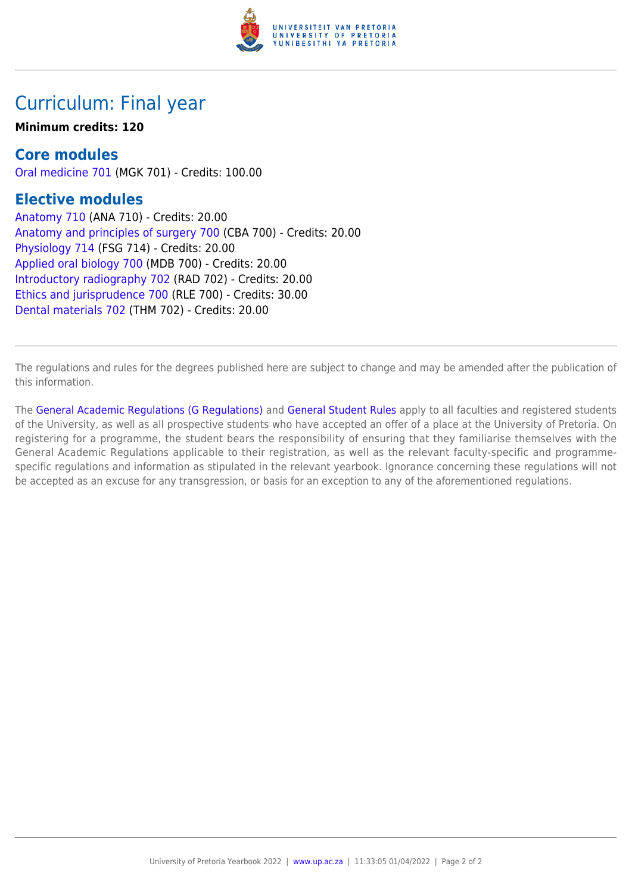# Curriculum: Final year

**Minimum credits: 120**

## Core modules

Oral medicine 701 (MGK 701) - Credits: 100.00

## Elective modules

Anatomy 710 (ANA 710) - Credits: 20.00
Anatomy and principles of surgery 700 (CBA 700) - Credits: 20.00
Physiology 714 (FSG 714) - Credits: 20.00
Applied oral biology 700 (MDB 700) - Credits: 20.00
Introductory radiography 702 (RAD 702) - Credits: 20.00
Ethics and jurisprudence 700 (RLE 700) - Credits: 30.00
Dental materials 702 (THM 702) - Credits: 20.00

---

The regulations and rules for the degrees published here are subject to change and may be amended after the publication of this information.

The General Academic Regulations (G Regulations) and General Student Rules apply to all faculties and registered students of the University, as well as all prospective students who have accepted an offer of a place at the University of Pretoria. On registering for a programme, the student bears the responsibility of ensuring that they familiarise themselves with the General Academic Regulations applicable to their registration, as well as the relevant faculty-specific and programme-specific regulations and information as stipulated in the relevant yearbook. Ignorance concerning these regulations will not be accepted as an excuse for any transgression, or basis for an exception to any of the aforementioned regulations.